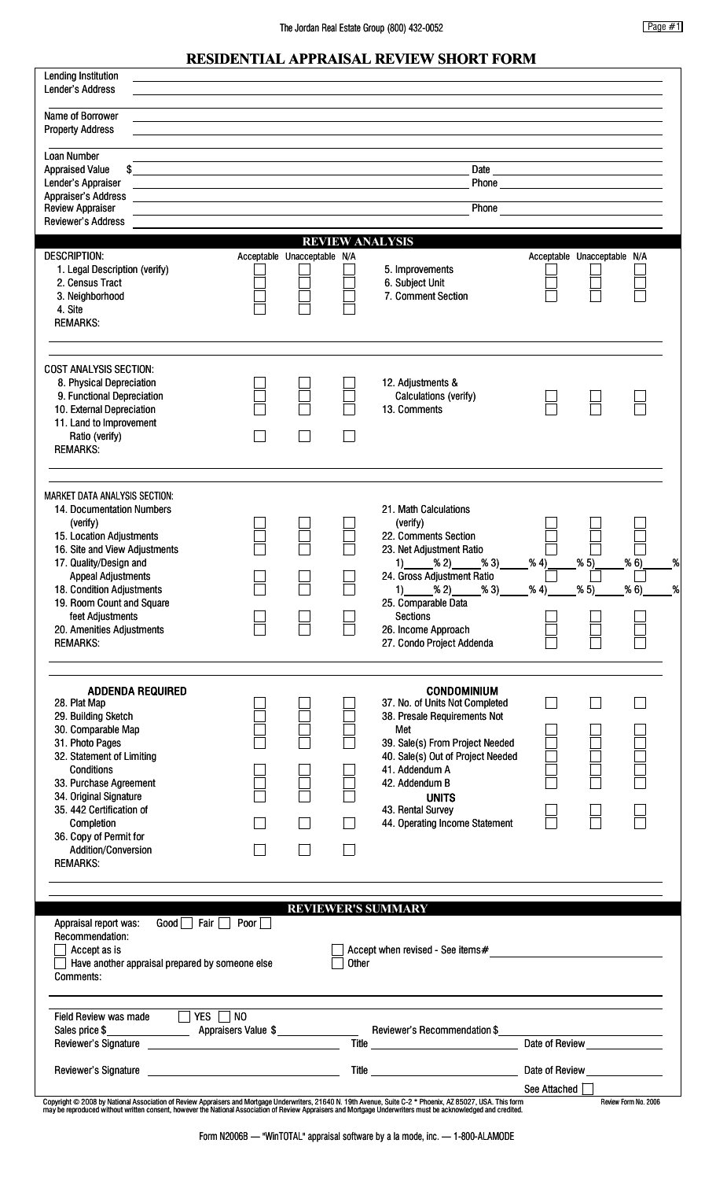# RESIDENTIAL APPRAISAL REVIEW SHORT FORM

Lending Institution ____________________
Lender's Address ____________________

Name of Borrower ____________________
Property Address ____________________

Loan Number ____________________
Appraised Value $ ____________________ Date ____________________
Lender's Appraiser ____________________ Phone ____________________
Appraiser's Address ____________________
Review Appraiser ____________________ Phone ____________________
Reviewer's Address ____________________

## REVIEW ANALYSIS

| DESCRIPTION: | Acceptable | Unacceptable | N/A | | Acceptable | Unacceptable | N/A |
|---|---|---|---|---|---|---|---|
| 1. Legal Description (verify) | ☐ | ☐ | ☐ | 5. Improvements | ☐ | ☐ | ☐ |
| 2. Census Tract | ☐ | ☐ | ☐ | 6. Subject Unit | ☐ | ☐ | ☐ |
| 3. Neighborhood | ☐ | ☐ | ☐ | 7. Comment Section | ☐ | ☐ | ☐ |
| 4. Site | ☐ | ☐ | ☐ | | | | |

REMARKS:

| COST ANALYSIS SECTION: | Acceptable | Unacceptable | N/A | | Acceptable | Unacceptable | N/A |
|---|---|---|---|---|---|---|---|
| 8. Physical Depreciation | ☐ | ☐ | ☐ | 12. Adjustments & Calculations (verify) | ☐ | ☐ | ☐ |
| 9. Functional Depreciation | ☐ | ☐ | ☐ | 13. Comments | ☐ | ☐ | ☐ |
| 10. External Depreciation | ☐ | ☐ | ☐ | | | | |
| 11. Land to Improvement Ratio (verify) | ☐ | ☐ | ☐ | | | | |

REMARKS:

| MARKET DATA ANALYSIS SECTION: | Acceptable | Unacceptable | N/A | | Acceptable | Unacceptable | N/A |
|---|---|---|---|---|---|---|---|
| 14. Documentation Numbers (verify) | ☐ | ☐ | ☐ | 21. Math Calculations (verify) | ☐ | ☐ | ☐ |
| 15. Location Adjustments | ☐ | ☐ | ☐ | 22. Comments Section | ☐ | ☐ | ☐ |
| 16. Site and View Adjustments | ☐ | ☐ | ☐ | 23. Net Adjustment Ratio 1)____% 2)____% 3)____% 4)____% 5)____% 6)____% | ☐ | ☐ | ☐ |
| 17. Quality/Design and Appeal Adjustments | ☐ | ☐ | ☐ | 24. Gross Adjustment Ratio 1)____% 2)____% 3)____% 4)____% 5)____% 6)____% | ☐ | ☐ | ☐ |
| 18. Condition Adjustments | ☐ | ☐ | ☐ | | | | |
| 19. Room Count and Square feet Adjustments | ☐ | ☐ | ☐ | 25. Comparable Data Sections | ☐ | ☐ | ☐ |
| 20. Amenities Adjustments | ☐ | ☐ | ☐ | 26. Income Approach | ☐ | ☐ | ☐ |
| | | | | 27. Condo Project Addenda | ☐ | ☐ | ☐ |

REMARKS:

| ADDENDA REQUIRED | Acceptable | Unacceptable | N/A | CONDOMINIUM | Acceptable | Unacceptable | N/A |
|---|---|---|---|---|---|---|---|
| 28. Plat Map | ☐ | ☐ | ☐ | 37. No. of Units Not Completed | ☐ | ☐ | ☐ |
| 29. Building Sketch | ☐ | ☐ | ☐ | 38. Presale Requirements Not Met | ☐ | ☐ | ☐ |
| 30. Comparable Map | ☐ | ☐ | ☐ | 39. Sale(s) From Project Needed | ☐ | ☐ | ☐ |
| 31. Photo Pages | ☐ | ☐ | ☐ | 40. Sale(s) Out of Project Needed | ☐ | ☐ | ☐ |
| 32. Statement of Limiting Conditions | ☐ | ☐ | ☐ | 41. Addendum A | ☐ | ☐ | ☐ |
| 33. Purchase Agreement | ☐ | ☐ | ☐ | 42. Addendum B | ☐ | ☐ | ☐ |
| 34. Original Signature | ☐ | ☐ | ☐ | **UNITS** | | | |
| 35. 442 Certification of Completion | ☐ | ☐ | ☐ | 43. Rental Survey | ☐ | ☐ | ☐ |
| 36. Copy of Permit for Addition/Conversion | ☐ | ☐ | ☐ | 44. Operating Income Statement | ☐ | ☐ | ☐ |

REMARKS:

## REVIEWER'S SUMMARY

Appraisal report was: Good ☐ Fair ☐ Poor ☐

Recommendation:

☐ Accept as is ☐ Accept when revised - See items# ____________________

☐ Have another appraisal prepared by someone else ☐ Other

Comments:

Field Review was made ☐ YES ☐ NO

Sales price $__________ Appraisers Value $__________ Reviewer's Recommendation $__________

Reviewer's Signature ____________________ Title ____________________ Date of Review __________

Reviewer's Signature ____________________ Title ____________________ Date of Review __________

See Attached ☐

Copyright © 2008 by National Association of Review Appraisers and Mortgage Underwriters, 21640 N. 19th Avenue, Suite C-2 * Phoenix, AZ 85027, USA. This form may be reproduced without written consent, however the National Association of Review Appraisers and Mortgage Underwriters must be acknowledged and credited.

Review Form No. 2006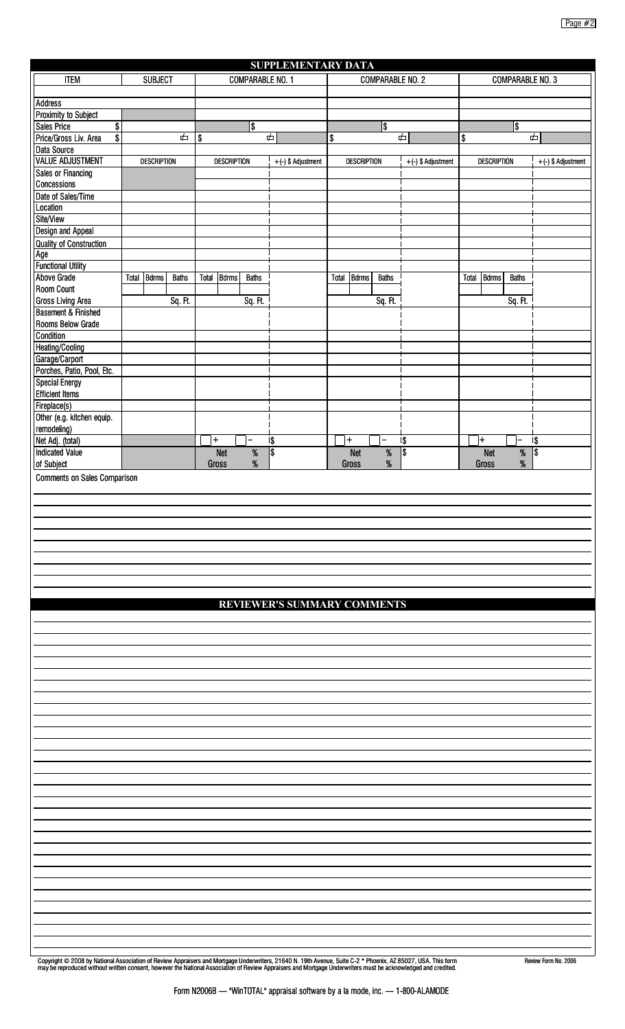## SUPPLEMENTARY DATA

| ITEM | SUBJECT | COMPARABLE NO. 1 | | COMPARABLE NO. 2 | | COMPARABLE NO. 3 | |
|---|---|---|---|---|---|---|---|
| Address | | | | | | | |
| Proximity to Subject | | | | | | | |
| Sales Price $ | | $ | | $ | | $ | |
| Price/Gross Liv. Area $ | ☐ | $ ☐ | | $ ☐ | | $ ☐ | |
| Data Source | | | | | | | |
| VALUE ADJUSTMENT | DESCRIPTION | DESCRIPTION | +(-) $ Adjustment | DESCRIPTION | +(-) $ Adjustment | DESCRIPTION | +(-) $ Adjustment |
| Sales or Financing Concessions | | | | | | | |
| Date of Sales/Time | | | | | | | |
| Location | | | | | | | |
| Site/View | | | | | | | |
| Design and Appeal | | | | | | | |
| Quality of Construction | | | | | | | |
| Age | | | | | | | |
| Functional Utility | | | | | | | |
| Above Grade Room Count | Total Bdrms Baths | Total Bdrms Baths | | Total Bdrms Baths | | Total Bdrms Baths | |
| Gross Living Area | Sq. Ft. | Sq. Ft. | | Sq. Ft. | | Sq. Ft. | |
| Basement & Finished Rooms Below Grade | | | | | | | |
| Condition | | | | | | | |
| Heating/Cooling | | | | | | | |
| Garage/Carport | | | | | | | |
| Porches, Patio, Pool, Etc. | | | | | | | |
| Special Energy Efficient Items | | | | | | | |
| Fireplace(s) | | | | | | | |
| Other (e.g. kitchen equip. remodeling) | | | | | | | |
| Net Adj. (total) | | ☐ + ☐ – | $ | ☐ + ☐ – | $ | ☐ + ☐ – | $ |
| Indicated Value of Subject | | Net % Gross % | $ | Net % Gross % | $ | Net % Gross % | $ |

Comments on Sales Comparison

## REVIEWER'S SUMMARY COMMENTS

Copyright © 2008 by National Association of Review Appraisers and Mortgage Underwriters, 21640 N. 19th Avenue, Suite C-2 * Phoenix, AZ 85027, USA. This form may be reproduced without written consent, however the National Association of Review Appraisers and Mortgage Underwriters must be acknowledged and credited.

Review Form No. 2006

Form N2006B — "WinTOTAL" appraisal software by a la mode, inc. — 1-800-ALAMODE